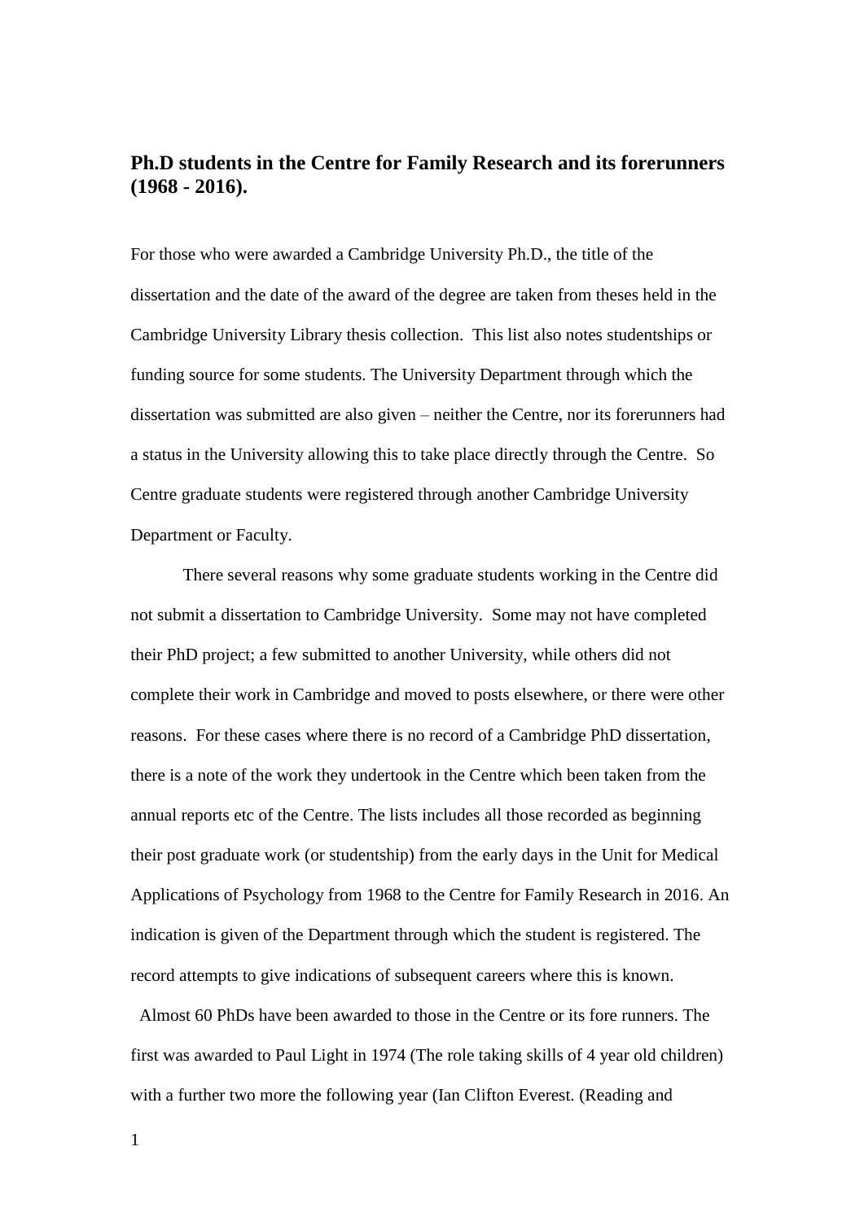## Ph.D students in the Centre for Family Research and its forerunners (1968 - 2016).

For those who were awarded a Cambridge University Ph.D., the title of the dissertation and the date of the award of the degree are taken from theses held in the Cambridge University Library thesis collection.  This list also notes studentships or funding source for some students. The University Department through which the dissertation was submitted are also given – neither the Centre, nor its forerunners had a status in the University allowing this to take place directly through the Centre.  So Centre graduate students were registered through another Cambridge University Department or Faculty.

There several reasons why some graduate students working in the Centre did not submit a dissertation to Cambridge University.  Some may not have completed their PhD project; a few submitted to another University, while others did not complete their work in Cambridge and moved to posts elsewhere, or there were other reasons.  For these cases where there is no record of a Cambridge PhD dissertation, there is a note of the work they undertook in the Centre which been taken from the annual reports etc of the Centre. The lists includes all those recorded as beginning their post graduate work (or studentship) from the early days in the Unit for Medical Applications of Psychology from 1968 to the Centre for Family Research in 2016. An indication is given of the Department through which the student is registered. The record attempts to give indications of subsequent careers where this is known.

Almost 60 PhDs have been awarded to those in the Centre or its fore runners. The first was awarded to Paul Light in 1974 (The role taking skills of 4 year old children) with a further two more the following year (Ian Clifton Everest. (Reading and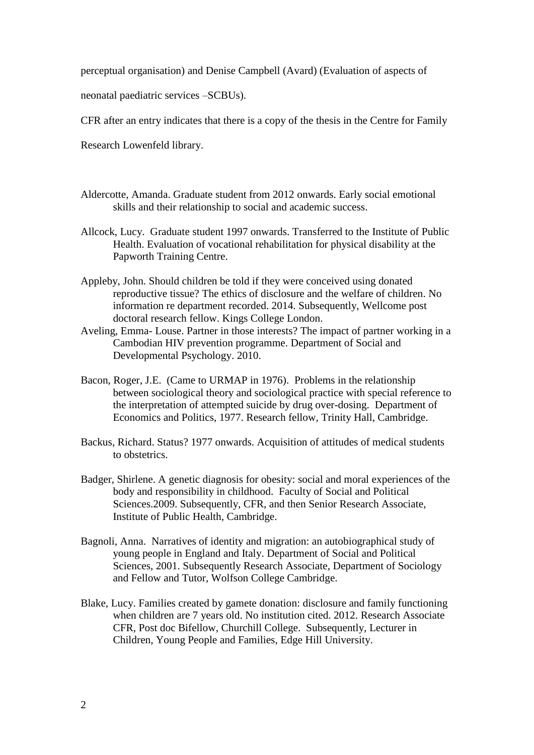perceptual organisation) and Denise Campbell (Avard) (Evaluation of aspects of neonatal paediatric services –SCBUs).

CFR after an entry indicates that there is a copy of the thesis in the Centre for Family Research Lowenfeld library.

Aldercotte, Amanda. Graduate student from 2012 onwards. Early social emotional skills and their relationship to social and academic success.

Allcock, Lucy. Graduate student 1997 onwards. Transferred to the Institute of Public Health. Evaluation of vocational rehabilitation for physical disability at the Papworth Training Centre.

Appleby, John. Should children be told if they were conceived using donated reproductive tissue? The ethics of disclosure and the welfare of children. No information re department recorded. 2014. Subsequently, Wellcome post doctoral research fellow. Kings College London.

Aveling, Emma- Louse. Partner in those interests? The impact of partner working in a Cambodian HIV prevention programme. Department of Social and Developmental Psychology. 2010.

Bacon, Roger, J.E. (Came to URMAP in 1976). Problems in the relationship between sociological theory and sociological practice with special reference to the interpretation of attempted suicide by drug over-dosing. Department of Economics and Politics, 1977. Research fellow, Trinity Hall, Cambridge.

Backus, Richard. Status? 1977 onwards. Acquisition of attitudes of medical students to obstetrics.

Badger, Shirlene. A genetic diagnosis for obesity: social and moral experiences of the body and responsibility in childhood. Faculty of Social and Political Sciences.2009. Subsequently, CFR, and then Senior Research Associate, Institute of Public Health, Cambridge.

Bagnoli, Anna. Narratives of identity and migration: an autobiographical study of young people in England and Italy. Department of Social and Political Sciences, 2001. Subsequently Research Associate, Department of Sociology and Fellow and Tutor, Wolfson College Cambridge.

Blake, Lucy. Families created by gamete donation: disclosure and family functioning when children are 7 years old. No institution cited. 2012. Research Associate CFR, Post doc Bifellow, Churchill College. Subsequently, Lecturer in Children, Young People and Families, Edge Hill University.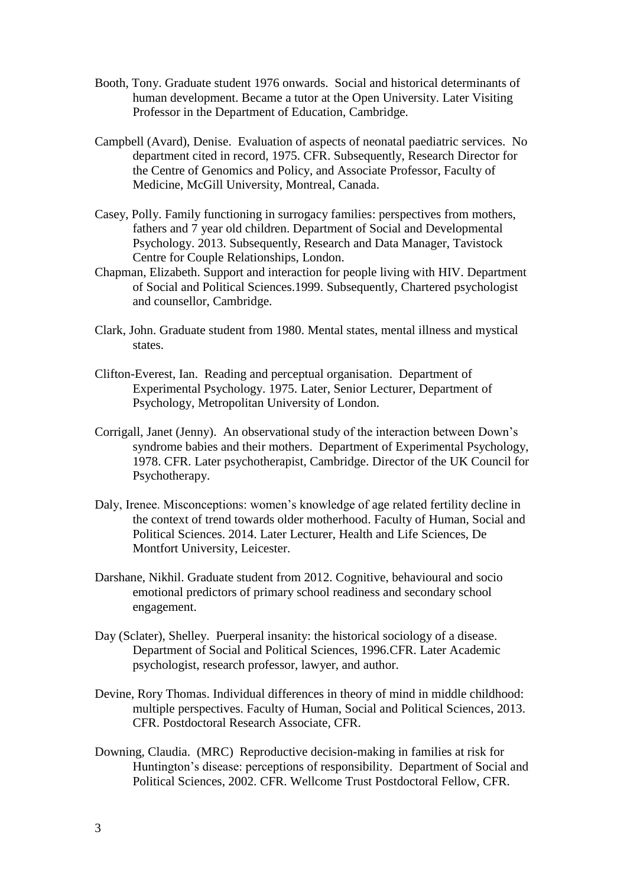Booth, Tony. Graduate student 1976 onwards. Social and historical determinants of human development. Became a tutor at the Open University. Later Visiting Professor in the Department of Education, Cambridge.

Campbell (Avard), Denise. Evaluation of aspects of neonatal paediatric services. No department cited in record, 1975. CFR. Subsequently, Research Director for the Centre of Genomics and Policy, and Associate Professor, Faculty of Medicine, McGill University, Montreal, Canada.

Casey, Polly. Family functioning in surrogacy families: perspectives from mothers, fathers and 7 year old children. Department of Social and Developmental Psychology. 2013. Subsequently, Research and Data Manager, Tavistock Centre for Couple Relationships, London.

Chapman, Elizabeth. Support and interaction for people living with HIV. Department of Social and Political Sciences.1999. Subsequently, Chartered psychologist and counsellor, Cambridge.

Clark, John. Graduate student from 1980. Mental states, mental illness and mystical states.

Clifton-Everest, Ian. Reading and perceptual organisation. Department of Experimental Psychology. 1975. Later, Senior Lecturer, Department of Psychology, Metropolitan University of London.

Corrigall, Janet (Jenny). An observational study of the interaction between Down's syndrome babies and their mothers. Department of Experimental Psychology, 1978. CFR. Later psychotherapist, Cambridge. Director of the UK Council for Psychotherapy.

Daly, Irenee. Misconceptions: women's knowledge of age related fertility decline in the context of trend towards older motherhood. Faculty of Human, Social and Political Sciences. 2014. Later Lecturer, Health and Life Sciences, De Montfort University, Leicester.

Darshane, Nikhil. Graduate student from 2012. Cognitive, behavioural and socio emotional predictors of primary school readiness and secondary school engagement.

Day (Sclater), Shelley. Puerperal insanity: the historical sociology of a disease. Department of Social and Political Sciences, 1996.CFR. Later Academic psychologist, research professor, lawyer, and author.

Devine, Rory Thomas. Individual differences in theory of mind in middle childhood: multiple perspectives. Faculty of Human, Social and Political Sciences, 2013. CFR. Postdoctoral Research Associate, CFR.

Downing, Claudia. (MRC) Reproductive decision-making in families at risk for Huntington's disease: perceptions of responsibility. Department of Social and Political Sciences, 2002. CFR. Wellcome Trust Postdoctoral Fellow, CFR.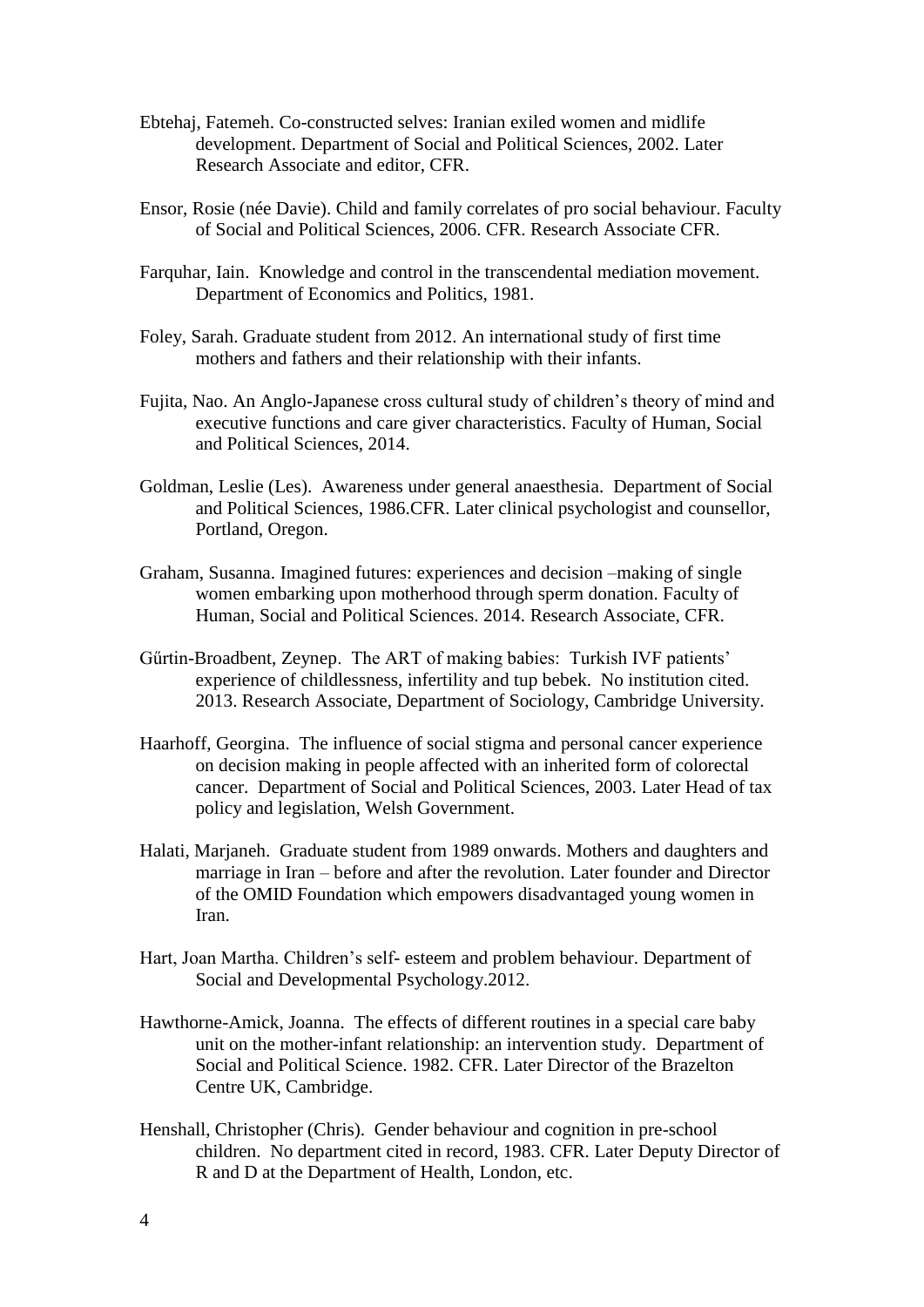Ebtehaj, Fatemeh. Co-constructed selves: Iranian exiled women and midlife development. Department of Social and Political Sciences, 2002. Later Research Associate and editor, CFR.

Ensor, Rosie (née Davie). Child and family correlates of pro social behaviour. Faculty of Social and Political Sciences, 2006. CFR. Research Associate CFR.

Farquhar, Iain. Knowledge and control in the transcendental mediation movement. Department of Economics and Politics, 1981.

Foley, Sarah. Graduate student from 2012. An international study of first time mothers and fathers and their relationship with their infants.

Fujita, Nao. An Anglo-Japanese cross cultural study of children's theory of mind and executive functions and care giver characteristics. Faculty of Human, Social and Political Sciences, 2014.

Goldman, Leslie (Les). Awareness under general anaesthesia. Department of Social and Political Sciences, 1986.CFR. Later clinical psychologist and counsellor, Portland, Oregon.

Graham, Susanna. Imagined futures: experiences and decision –making of single women embarking upon motherhood through sperm donation. Faculty of Human, Social and Political Sciences. 2014. Research Associate, CFR.

Gűrtin-Broadbent, Zeynep. The ART of making babies: Turkish IVF patients' experience of childlessness, infertility and tup bebek. No institution cited. 2013. Research Associate, Department of Sociology, Cambridge University.

Haarhoff, Georgina. The influence of social stigma and personal cancer experience on decision making in people affected with an inherited form of colorectal cancer. Department of Social and Political Sciences, 2003. Later Head of tax policy and legislation, Welsh Government.

Halati, Marjaneh. Graduate student from 1989 onwards. Mothers and daughters and marriage in Iran – before and after the revolution. Later founder and Director of the OMID Foundation which empowers disadvantaged young women in Iran.

Hart, Joan Martha. Children's self- esteem and problem behaviour. Department of Social and Developmental Psychology.2012.

Hawthorne-Amick, Joanna. The effects of different routines in a special care baby unit on the mother-infant relationship: an intervention study. Department of Social and Political Science. 1982. CFR. Later Director of the Brazelton Centre UK, Cambridge.

Henshall, Christopher (Chris). Gender behaviour and cognition in pre-school children. No department cited in record, 1983. CFR. Later Deputy Director of R and D at the Department of Health, London, etc.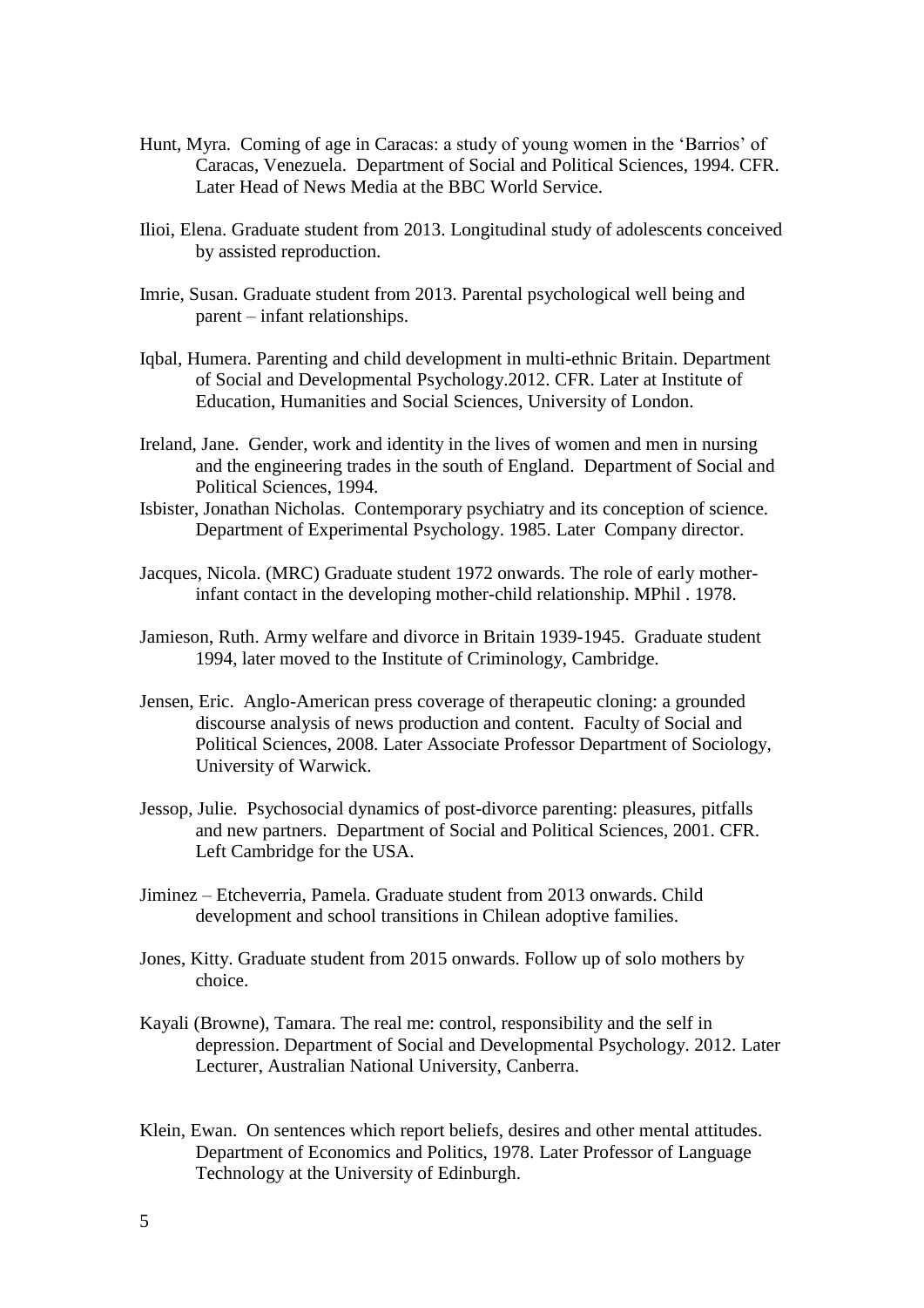Hunt, Myra. Coming of age in Caracas: a study of young women in the 'Barrios' of Caracas, Venezuela. Department of Social and Political Sciences, 1994. CFR. Later Head of News Media at the BBC World Service.

Ilioi, Elena. Graduate student from 2013. Longitudinal study of adolescents conceived by assisted reproduction.

Imrie, Susan. Graduate student from 2013. Parental psychological well being and parent – infant relationships.

Iqbal, Humera. Parenting and child development in multi-ethnic Britain. Department of Social and Developmental Psychology.2012. CFR. Later at Institute of Education, Humanities and Social Sciences, University of London.

Ireland, Jane. Gender, work and identity in the lives of women and men in nursing and the engineering trades in the south of England. Department of Social and Political Sciences, 1994.

Isbister, Jonathan Nicholas. Contemporary psychiatry and its conception of science. Department of Experimental Psychology. 1985. Later Company director.

Jacques, Nicola. (MRC) Graduate student 1972 onwards. The role of early mother-infant contact in the developing mother-child relationship. MPhil . 1978.

Jamieson, Ruth. Army welfare and divorce in Britain 1939-1945. Graduate student 1994, later moved to the Institute of Criminology, Cambridge.

Jensen, Eric. Anglo-American press coverage of therapeutic cloning: a grounded discourse analysis of news production and content. Faculty of Social and Political Sciences, 2008. Later Associate Professor Department of Sociology, University of Warwick.

Jessop, Julie. Psychosocial dynamics of post-divorce parenting: pleasures, pitfalls and new partners. Department of Social and Political Sciences, 2001. CFR. Left Cambridge for the USA.

Jiminez – Etcheverria, Pamela. Graduate student from 2013 onwards. Child development and school transitions in Chilean adoptive families.

Jones, Kitty. Graduate student from 2015 onwards. Follow up of solo mothers by choice.

Kayali (Browne), Tamara. The real me: control, responsibility and the self in depression. Department of Social and Developmental Psychology. 2012. Later Lecturer, Australian National University, Canberra.

Klein, Ewan. On sentences which report beliefs, desires and other mental attitudes. Department of Economics and Politics, 1978. Later Professor of Language Technology at the University of Edinburgh.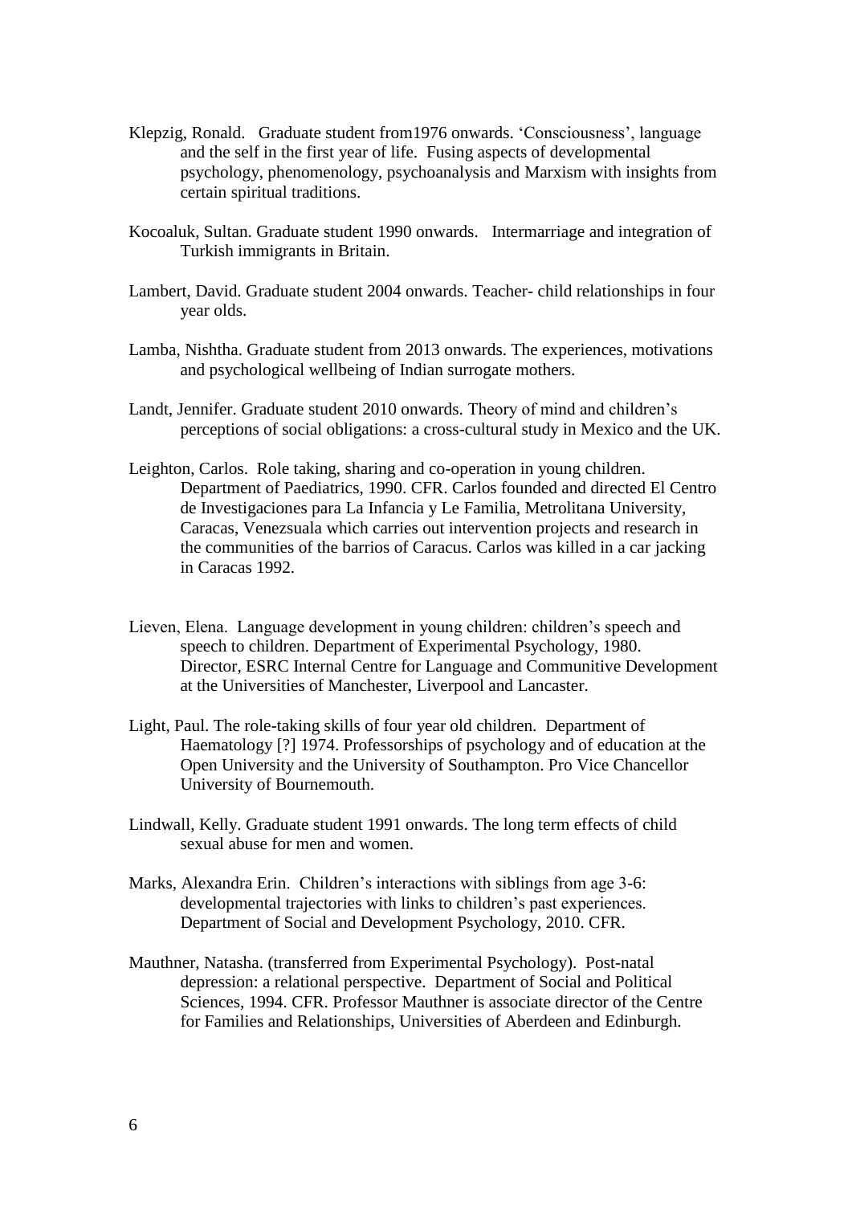Klepzig, Ronald. Graduate student from1976 onwards. 'Consciousness', language and the self in the first year of life. Fusing aspects of developmental psychology, phenomenology, psychoanalysis and Marxism with insights from certain spiritual traditions.

Kocoaluk, Sultan. Graduate student 1990 onwards. Intermarriage and integration of Turkish immigrants in Britain.

Lambert, David. Graduate student 2004 onwards. Teacher- child relationships in four year olds.

Lamba, Nishtha. Graduate student from 2013 onwards. The experiences, motivations and psychological wellbeing of Indian surrogate mothers.

Landt, Jennifer. Graduate student 2010 onwards. Theory of mind and children's perceptions of social obligations: a cross-cultural study in Mexico and the UK.

Leighton, Carlos. Role taking, sharing and co-operation in young children. Department of Paediatrics, 1990. CFR. Carlos founded and directed El Centro de Investigaciones para La Infancia y Le Familia, Metrolitana University, Caracas, Venezsuala which carries out intervention projects and research in the communities of the barrios of Caracus. Carlos was killed in a car jacking in Caracas 1992.

Lieven, Elena. Language development in young children: children's speech and speech to children. Department of Experimental Psychology, 1980. Director, ESRC Internal Centre for Language and Communitive Development at the Universities of Manchester, Liverpool and Lancaster.

Light, Paul. The role-taking skills of four year old children. Department of Haematology [?] 1974. Professorships of psychology and of education at the Open University and the University of Southampton. Pro Vice Chancellor University of Bournemouth.

Lindwall, Kelly. Graduate student 1991 onwards. The long term effects of child sexual abuse for men and women.

Marks, Alexandra Erin. Children's interactions with siblings from age 3-6: developmental trajectories with links to children's past experiences. Department of Social and Development Psychology, 2010. CFR.

Mauthner, Natasha. (transferred from Experimental Psychology). Post-natal depression: a relational perspective. Department of Social and Political Sciences, 1994. CFR. Professor Mauthner is associate director of the Centre for Families and Relationships, Universities of Aberdeen and Edinburgh.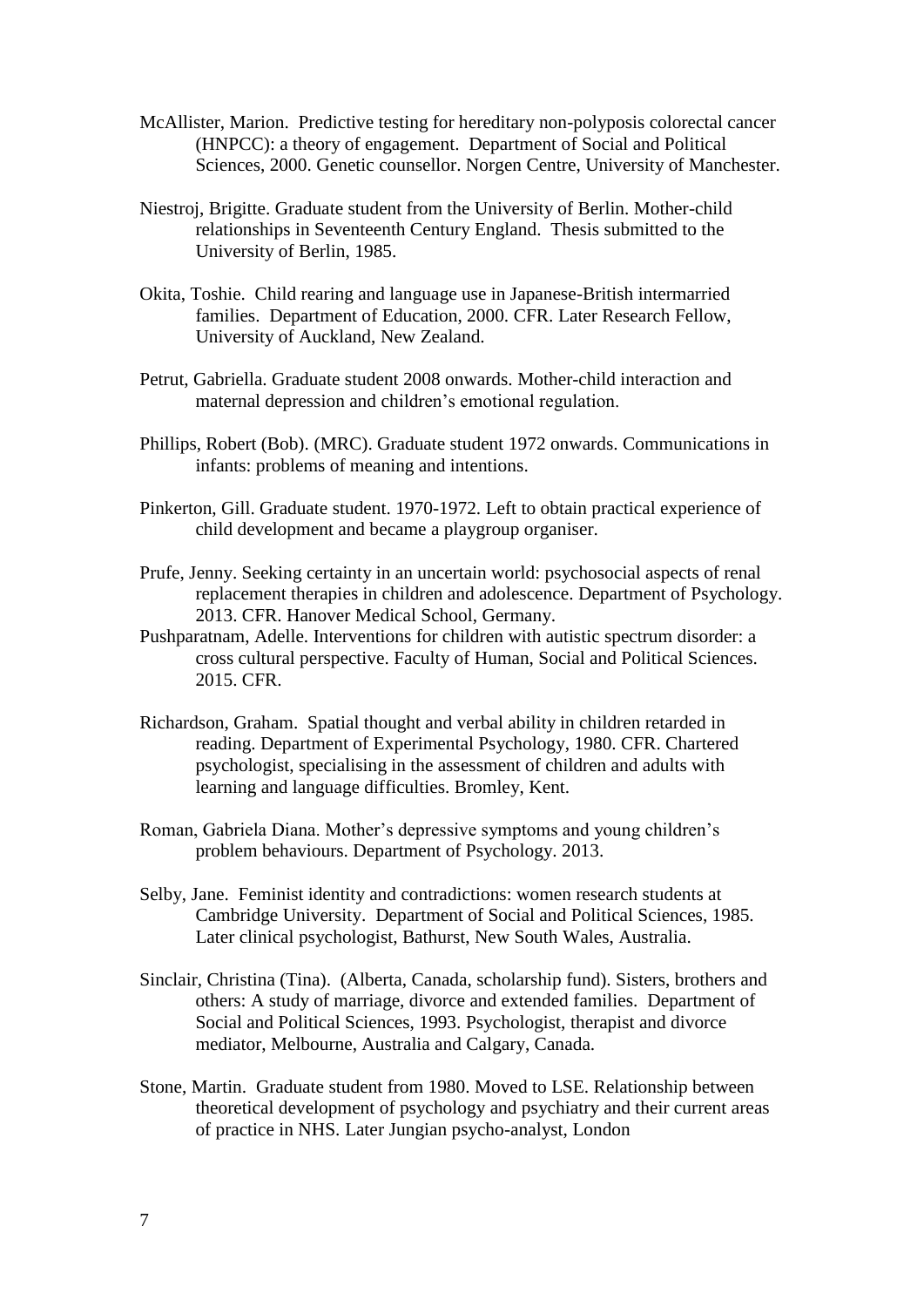McAllister, Marion. Predictive testing for hereditary non-polyposis colorectal cancer (HNPCC): a theory of engagement. Department of Social and Political Sciences, 2000. Genetic counsellor. Norgen Centre, University of Manchester.

Niestroj, Brigitte. Graduate student from the University of Berlin. Mother-child relationships in Seventeenth Century England. Thesis submitted to the University of Berlin, 1985.

Okita, Toshie. Child rearing and language use in Japanese-British intermarried families. Department of Education, 2000. CFR. Later Research Fellow, University of Auckland, New Zealand.

Petrut, Gabriella. Graduate student 2008 onwards. Mother-child interaction and maternal depression and children's emotional regulation.

Phillips, Robert (Bob). (MRC). Graduate student 1972 onwards. Communications in infants: problems of meaning and intentions.

Pinkerton, Gill. Graduate student. 1970-1972. Left to obtain practical experience of child development and became a playgroup organiser.

Prufe, Jenny. Seeking certainty in an uncertain world: psychosocial aspects of renal replacement therapies in children and adolescence. Department of Psychology. 2013. CFR. Hanover Medical School, Germany.

Pushparatnam, Adelle. Interventions for children with autistic spectrum disorder: a cross cultural perspective. Faculty of Human, Social and Political Sciences. 2015. CFR.

Richardson, Graham. Spatial thought and verbal ability in children retarded in reading. Department of Experimental Psychology, 1980. CFR. Chartered psychologist, specialising in the assessment of children and adults with learning and language difficulties. Bromley, Kent.

Roman, Gabriela Diana. Mother's depressive symptoms and young children's problem behaviours. Department of Psychology. 2013.

Selby, Jane. Feminist identity and contradictions: women research students at Cambridge University. Department of Social and Political Sciences, 1985. Later clinical psychologist, Bathurst, New South Wales, Australia.

Sinclair, Christina (Tina). (Alberta, Canada, scholarship fund). Sisters, brothers and others: A study of marriage, divorce and extended families. Department of Social and Political Sciences, 1993. Psychologist, therapist and divorce mediator, Melbourne, Australia and Calgary, Canada.

Stone, Martin. Graduate student from 1980. Moved to LSE. Relationship between theoretical development of psychology and psychiatry and their current areas of practice in NHS. Later Jungian psycho-analyst, London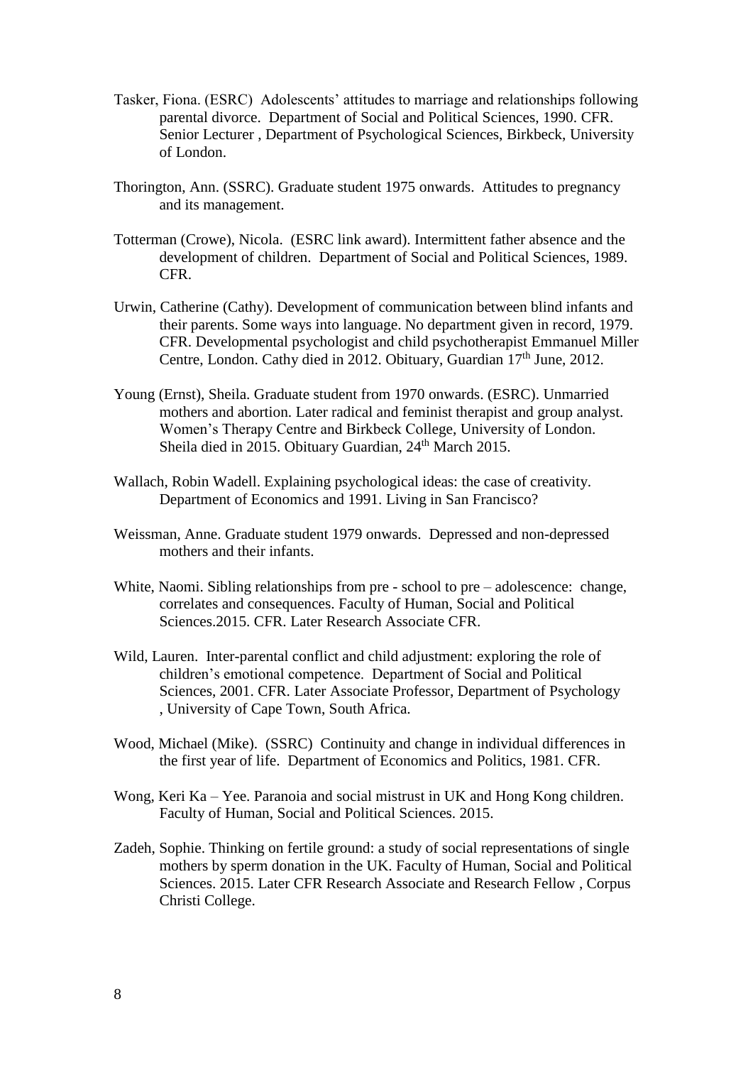Tasker, Fiona. (ESRC) Adolescents' attitudes to marriage and relationships following parental divorce. Department of Social and Political Sciences, 1990. CFR. Senior Lecturer , Department of Psychological Sciences, Birkbeck, University of London.

Thorington, Ann. (SSRC). Graduate student 1975 onwards. Attitudes to pregnancy and its management.

Totterman (Crowe), Nicola. (ESRC link award). Intermittent father absence and the development of children. Department of Social and Political Sciences, 1989. CFR.

Urwin, Catherine (Cathy). Development of communication between blind infants and their parents. Some ways into language. No department given in record, 1979. CFR. Developmental psychologist and child psychotherapist Emmanuel Miller Centre, London. Cathy died in 2012. Obituary, Guardian 17th June, 2012.

Young (Ernst), Sheila. Graduate student from 1970 onwards. (ESRC). Unmarried mothers and abortion. Later radical and feminist therapist and group analyst. Women's Therapy Centre and Birkbeck College, University of London. Sheila died in 2015. Obituary Guardian, 24th March 2015.

Wallach, Robin Wadell. Explaining psychological ideas: the case of creativity. Department of Economics and 1991. Living in San Francisco?

Weissman, Anne. Graduate student 1979 onwards. Depressed and non-depressed mothers and their infants.

White, Naomi. Sibling relationships from pre - school to pre – adolescence: change, correlates and consequences. Faculty of Human, Social and Political Sciences.2015. CFR. Later Research Associate CFR.

Wild, Lauren. Inter-parental conflict and child adjustment: exploring the role of children's emotional competence. Department of Social and Political Sciences, 2001. CFR. Later Associate Professor, Department of Psychology , University of Cape Town, South Africa.

Wood, Michael (Mike). (SSRC) Continuity and change in individual differences in the first year of life. Department of Economics and Politics, 1981. CFR.

Wong, Keri Ka – Yee. Paranoia and social mistrust in UK and Hong Kong children. Faculty of Human, Social and Political Sciences. 2015.

Zadeh, Sophie. Thinking on fertile ground: a study of social representations of single mothers by sperm donation in the UK. Faculty of Human, Social and Political Sciences. 2015. Later CFR Research Associate and Research Fellow , Corpus Christi College.